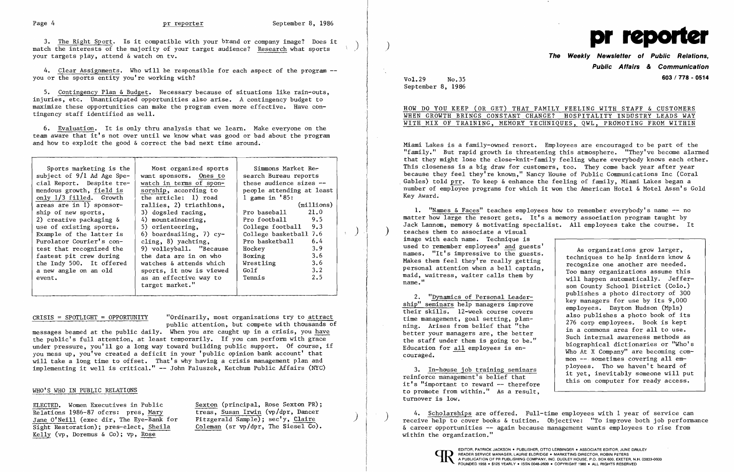3. The Right Sport. Is it compatible with your brand or company image? Does it match the interests of the majority of your target audience? Research what sports your targets play, attend & watch on tv.

4. Clear Assignments. Who will be responsible for each aspect of the program -- you or the sports entity you're working with?

5. Contingency Plan & Budget. Necessary because of situations like rain-outs, injuries, etc. Unanticipated opportunities also arise. A contingency budget to maximize these opportunities can make the program even more effective. Have contingency staff identified as well.

6. Evaluation. It is only thru analysis that we learn. Make everyone on the team aware that it's not over until we know what was good or bad about the program and how to exploit the good & correct the bad next time around.

> Sports marketing is the subject of 9/1 Ad Age Special Report. Despite tremendous growth, field is only 1/3 filled. Growth areas are in 1) sponsorship of new sports, 2) creative packaging & use of existing sports. Example of the latter is Purolator Courier's contest that recognized the fastest pit crew during the Indy 500. It offered a new angle on an old event.
>
> Most organized sports want sponsors. Ones to watch in terms of sponsorship, according to the article: 1) road rallies, 2) triathlons, 3) dogsled racing, 4) mountaineering, 5) orienteering, 6) boardsailing, 7) cycling, 8) yachting, 9) volleyball. "Because the data are in on who watches & attends which sports, it now is viewed as an effective way to target market."
>
> Simmons Market Research Bureau reports these audience sizes -- people attending at least 1 game in '85:
>
> | | (millions) |
> |---|---|
> | Pro baseball | 21.0 |
> | Pro football | 9.5 |
> | College football | 9.3 |
> | College basketball | 7.6 |
> | Pro basketball | 6.4 |
> | Hockey | 3.9 |
> | Boxing | 3.6 |
> | Wrestling | 3.6 |
> | Golf | 3.2 |
> | Tennis | 2.5 |

CRISIS = SPOTLIGHT = OPPORTUNITY "Ordinarily, most organizations try to attract public attention, but compete with thousands of messages beamed at the public daily. When you are caught up in a crisis, you have the public's full attention, at least temporarily. If you can perform with grace under pressure, you'll go a long way toward building public support. Of course, if you mess up, you've created a deficit in your 'public opinion bank account' that will take a long time to offset. That's why having a crisis management plan and implementing it well is critical." -- John Paluszek, Ketchum Public Affairs (NYC)

## WHO'S WHO IN PUBLIC RELATIONS

ELECTED. Women Executives in Public Relations 1986-87 ofcrs: pres, Mary Jane O'Neill (exec dir, The Eye-Bank for Sight Restoration); pres-elect, Sheila Kelly (vp, Doremus & Co); vp, Rose Sexton (principal, Rose Sexton PR); treas, Susan Irwin (vp/dpr, Dancer Fitzgerald Sample); sec'y, Claire Coleman (sr vp/dpr, The Siesel Co).

# pr reporter

**The Weekly Newsletter of Public Relations, Public Affairs & Communication**

603 / 778 - 0514

Vol.29 No.35
September 8, 1986

## HOW DO YOU KEEP (OR GET) THAT FAMILY FEELING WITH STAFF & CUSTOMERS WHEN GROWTH BRINGS CONSTANT CHANGE? HOSPITALITY INDUSTRY LEADS WAY WITH MIX OF TRAINING, MEMORY TECHNIQUES, QWL, PROMOTING FROM WITHIN

Miami Lakes is a family-owned resort. Employees are encouraged to be part of the "family." But rapid growth is threatening this atmosphere. "They've become alarmed that they might lose the close-knit-family feeling where everybody knows each other. This closeness is a big draw for customers, too. They come back year after year because they feel they're known," Nancy House of Public Communications Inc (Coral Gables) told prr. To keep & enhance the feeling of family, Miami Lakes began a number of employee programs for which it won the American Hotel & Motel Assn's Gold Key Award.

1. "Names & Faces" teaches employees how to remember everybody's name -- no matter how large the resort gets. It's a memory association program taught by Jack Lannom, memory & motivating specialist. All employees take the course. It teaches them to associate a visual image with each name. Technique is used to remember employees' and guests' names. "It's impressive to the guests. Makes them feel they're really getting personal attention when a bell captain, maid, waitress, waiter calls them by name."

2. "Dynamics of Personal Leadership" seminars help managers improve their skills. 12-week course covers time management, goal setting, planning. Arises from belief that "the better your managers are, the better the staff under them is going to be." Education for all employees is encouraged.

3. In-house job training seminars reinforce management's belief that it's "important to reward -- therefore to promote from within." As a result, turnover is low.

> As organizations grow larger, techniques to help insiders know & recognize one another are needed. Too many organizations assume this will happen automatically. Jefferson County School District (Colo.) publishes a photo directory of 300 key managers for use by its 9,000 employees. Dayton Hudson (Mpls) also publishes a photo book of its 276 corp employees. Book is kept in a commons area for all to use. Such internal awareness methods as biographical dictionaries or "Who's Who At X Company" are becoming common -- sometimes covering all employees. Tho we haven't heard of it yet, inevitably someone will put this on computer for ready access.

4. Scholarships are offered. Full-time employees with 1 year of service can receive help to cover books & tuition. Objective: "To improve both job performance & career opportunities -- again because management wants employees to rise from within the organization."

EDITOR, PATRICK JACKSON • PUBLISHER, OTTO LERBINGER • ASSOCIATE EDITOR, JUNE DRULEY
READER SERVICE MANAGER, LAURIE ELDRIDGE • MARKETING DIRECTOR, ROBIN PETERS
A PUBLICATION OF PR PUBLISHING COMPANY, INC. DUDLEY HOUSE, P.O. BOX 600, EXETER, N.H. 03833-0600
FOUNDED 1958 • $125 YEARLY • ISSN 0048-2609 • COPYRIGHT 1986 • ALL RIGHTS RESERVED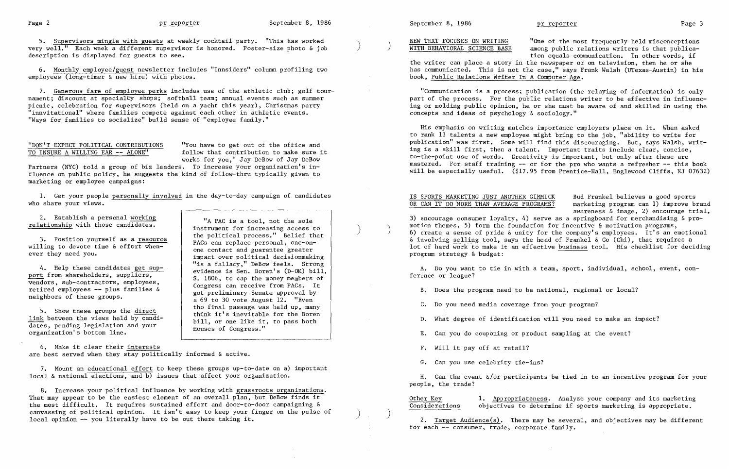5. Supervisors mingle with guests at weekly cocktail party. "This has worked very well." Each week a different supervisor is honored. Poster-size photo & job description is displayed for guests to see.

6. Monthly employee/guest newsletter includes "Innsiders" column profiling two employees (long-timer & new hire) with photos.

7. Generous fare of employee perks includes use of the athletic club; golf tournament; discount at specialty shops; softball team; annual events such as summer picnic, celebration for supervisors (held on a yacht this year), Christmas party "innvitational" where families compete against each other in athletic events. "Ways for families to socialize" build sense of "employee family."

## "DON'T EXPECT POLITICAL CONTRIBUTIONS TO INSURE A WILLING EAR -- ALONE"

"You have to get out of the office and follow that contribution to make sure it works for you," Jay DeBow of Jay DeBow Partners (NYC) told a group of biz leaders. To increase your organization's influence on public policy, he suggests the kind of follow-thru typically given to marketing or employee campaigns:

1. Get your people personally involved in the day-to-day campaign of candidates who share your views.

2. Establish a personal working relationship with those candidates.

3. Position yourself as a resource willing to devote time & effort whenever they need you.

4. Help these candidates get support from shareholders, suppliers, vendors, sub-contractors, employees, retired employees -- plus families & neighbors of these groups.

5. Show these groups the direct link between the views held by candidates, pending legislation and your organization's bottom line.

> "A PAC is a tool, not the sole instrument for increasing access to the political process." Belief that PACs can replace personal, one-on-one contact and guarantee greater impact over political decisionmaking "is a fallacy," DeBow feels. Strong evidence is Sen. Boren's (D-OK) bill, S. 1806, to cap the money members of Congress can receive from PACs. It got preliminary Senate approval by a 69 to 30 vote August 12. "Even tho final passage was held up, many think it's inevitable for the Boren bill, or one like it, to pass both Houses of Congress."

6. Make it clear their interests are best served when they stay politically informed & active.

7. Mount an educational effort to keep these groups up-to-date on a) important local & national elections, and b) issues that affect your organization.

8. Increase your political influence by working with grassroots organizations. That may appear to be the easiest element of an overall plan, but DeBow finds it the most difficult. It requires sustained effort and door-to-door campaigning & canvassing of political opinion. It isn't easy to keep your finger on the pulse of local opinion -- you literally have to be out there taking it.

## NEW TEXT FOCUSES ON WRITING WITH BEHAVIORAL SCIENCE BASE

"One of the most frequently held misconceptions among public relations writers is that publication equals communication. In other words, if the writer can place a story in the newspaper or on television, then he or she has communicated. This is not the case," says Frank Walsh (UTexas-Austin) in his book, Public Relations Writer In A Computer Age.

"Communication is a process; publication (the relaying of information) is only part of the process. For the public relations writer to be effective in influencing or molding public opinion, he or she must be aware of and skilled in using the concepts and ideas of psychology & sociology."

His emphasis on writing matches importance employers place on it. When asked to rank 11 talents a new employee might bring to the job, "ability to write for publication" was first. Some will find this discouraging. But, says Walsh, writing is a skill first, then a talent. Important traits include clear, concise, to-the-point use of words. Creativity is important, but only after these are mastered. For staff training -- or for the pro who wants a refresher -- this book will be especially useful. ($17.95 from Prentice-Hall, Englewood Cliffs, NJ 07632)

## IS SPORTS MARKETING JUST ANOTHER GIMMICK OR CAN IT DO MORE THAN AVERAGE PROGRAMS?

Bud Frankel believes a good sports marketing program can 1) improve brand awareness & image, 2) encourage trial, 3) encourage consumer loyalty, 4) serve as a springboard for merchandising & promotion themes, 5) form the foundation for incentive & motivation programs, 6) create a sense of pride & unity for the company's employees. It's an emotional & involving selling tool, says the head of Frankel & Co (Chi), that requires a lot of hard work to make it an effective business tool. His checklist for deciding program strategy & budget:

A. Do you want to tie in with a team, sport, individual, school, event, conference or league?

B. Does the program need to be national, regional or local?

C. Do you need media coverage from your program?

D. What degree of identification will you need to make an impact?

E. Can you do couponing or product sampling at the event?

F. Will it pay off at retail?

G. Can you use celebrity tie-ins?

H. Can the event &/or participants be tied in to an incentive program for your people, the trade?

### Other Key Considerations

1. Appropriateness. Analyze your company and its marketing objectives to determine if sports marketing is appropriate.

2. Target Audience(s). There may be several, and objectives may be different for each -- consumer, trade, corporate family.